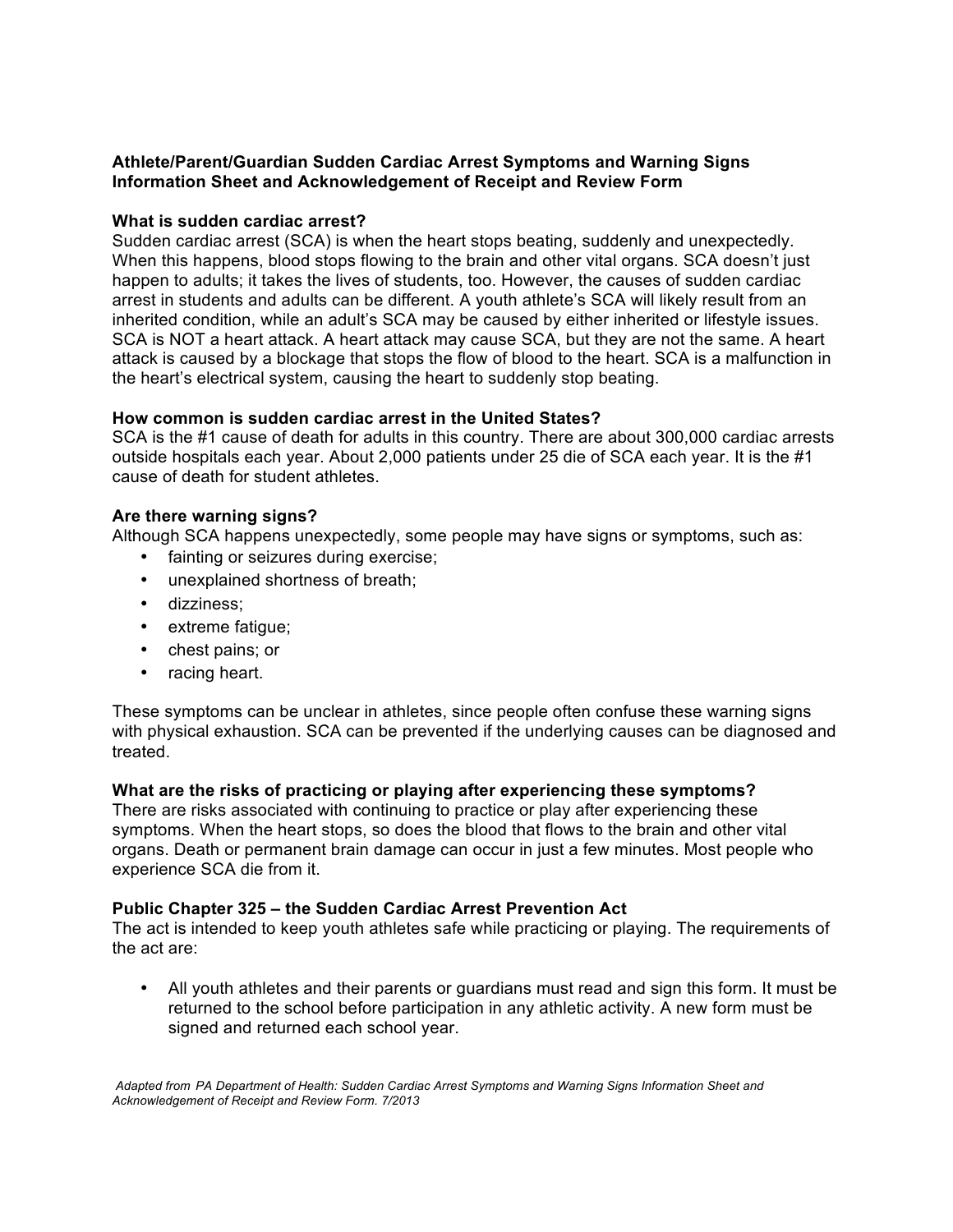**Athlete/Parent/Guardian Sudden Cardiac Arrest Symptoms and Warning Signs Information Sheet and Acknowledgement of Receipt and Review Form**

**What is sudden cardiac arrest?**

Sudden cardiac arrest (SCA) is when the heart stops beating, suddenly and unexpectedly. When this happens, blood stops flowing to the brain and other vital organs. SCA doesn't just happen to adults; it takes the lives of students, too. However, the causes of sudden cardiac arrest in students and adults can be different. A youth athlete's SCA will likely result from an inherited condition, while an adult's SCA may be caused by either inherited or lifestyle issues. SCA is NOT a heart attack. A heart attack may cause SCA, but they are not the same. A heart attack is caused by a blockage that stops the flow of blood to the heart. SCA is a malfunction in the heart's electrical system, causing the heart to suddenly stop beating.

**How common is sudden cardiac arrest in the United States?**

SCA is the #1 cause of death for adults in this country. There are about 300,000 cardiac arrests outside hospitals each year. About 2,000 patients under 25 die of SCA each year. It is the #1 cause of death for student athletes.

**Are there warning signs?**

Although SCA happens unexpectedly, some people may have signs or symptoms, such as:

- fainting or seizures during exercise;
- unexplained shortness of breath;
- dizziness;
- extreme fatigue;
- chest pains; or
- racing heart.

These symptoms can be unclear in athletes, since people often confuse these warning signs with physical exhaustion. SCA can be prevented if the underlying causes can be diagnosed and treated.

**What are the risks of practicing or playing after experiencing these symptoms?**

There are risks associated with continuing to practice or play after experiencing these symptoms. When the heart stops, so does the blood that flows to the brain and other vital organs. Death or permanent brain damage can occur in just a few minutes. Most people who experience SCA die from it.

**Public Chapter 325 – the Sudden Cardiac Arrest Prevention Act**

The act is intended to keep youth athletes safe while practicing or playing. The requirements of the act are:

- All youth athletes and their parents or guardians must read and sign this form. It must be returned to the school before participation in any athletic activity. A new form must be signed and returned each school year.

*Adapted from PA Department of Health: Sudden Cardiac Arrest Symptoms and Warning Signs Information Sheet and Acknowledgement of Receipt and Review Form. 7/2013*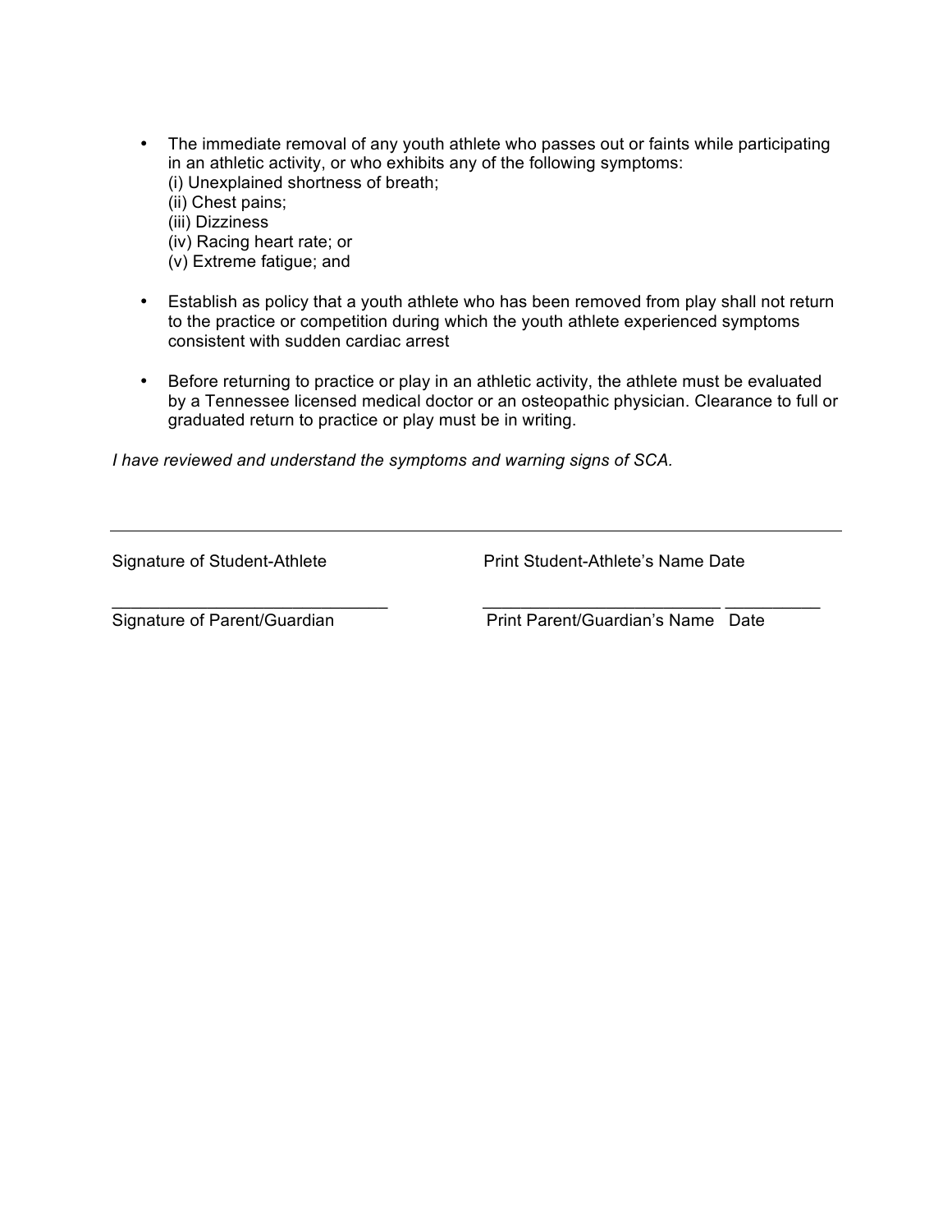- The immediate removal of any youth athlete who passes out or faints while participating in an athletic activity, or who exhibits any of the following symptoms:
  (i) Unexplained shortness of breath;
  (ii) Chest pains;
  (iii) Dizziness
  (iv) Racing heart rate; or
  (v) Extreme fatigue; and

- Establish as policy that a youth athlete who has been removed from play shall not return to the practice or competition during which the youth athlete experienced symptoms consistent with sudden cardiac arrest

- Before returning to practice or play in an athletic activity, the athlete must be evaluated by a Tennessee licensed medical doctor or an osteopathic physician. Clearance to full or graduated return to practice or play must be in writing.

*I have reviewed and understand the symptoms and warning signs of SCA.*

______________________________________________________________________________

Signature of Student-Athlete                    Print Student-Athlete's Name Date

_____________________________                    _________________________ __________

Signature of Parent/Guardian                    Print Parent/Guardian's Name   Date